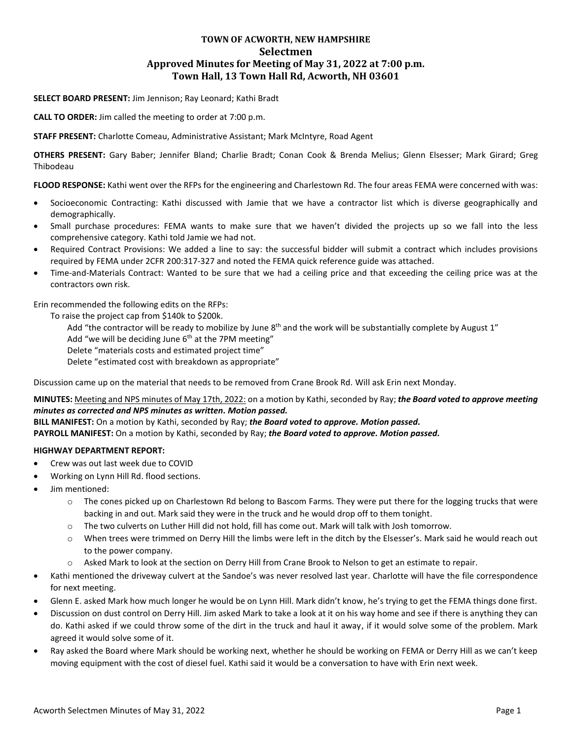# TOWN OF ACWORTH, NEW HAMPSHIRE
## Selectmen
## Approved Minutes for Meeting of May 31, 2022 at 7:00 p.m.
## Town Hall, 13 Town Hall Rd, Acworth, NH 03601

**SELECT BOARD PRESENT:** Jim Jennison; Ray Leonard; Kathi Bradt

**CALL TO ORDER:** Jim called the meeting to order at 7:00 p.m.

**STAFF PRESENT:** Charlotte Comeau, Administrative Assistant; Mark McIntyre, Road Agent

**OTHERS PRESENT:** Gary Baber; Jennifer Bland; Charlie Bradt; Conan Cook & Brenda Melius; Glenn Elsesser; Mark Girard; Greg Thibodeau

**FLOOD RESPONSE:** Kathi went over the RFPs for the engineering and Charlestown Rd. The four areas FEMA were concerned with was:

- Socioeconomic Contracting: Kathi discussed with Jamie that we have a contractor list which is diverse geographically and demographically.
- Small purchase procedures: FEMA wants to make sure that we haven't divided the projects up so we fall into the less comprehensive category. Kathi told Jamie we had not.
- Required Contract Provisions: We added a line to say: the successful bidder will submit a contract which includes provisions required by FEMA under 2CFR 200:317-327 and noted the FEMA quick reference guide was attached.
- Time-and-Materials Contract: Wanted to be sure that we had a ceiling price and that exceeding the ceiling price was at the contractors own risk.

Erin recommended the following edits on the RFPs:

To raise the project cap from $140k to $200k.

Add "the contractor will be ready to mobilize by June 8th and the work will be substantially complete by August 1"

Add "we will be deciding June 6th at the 7PM meeting"

Delete "materials costs and estimated project time"

Delete "estimated cost with breakdown as appropriate"

Discussion came up on the material that needs to be removed from Crane Brook Rd. Will ask Erin next Monday.

**MINUTES:** Meeting and NPS minutes of May 17th, 2022: on a motion by Kathi, seconded by Ray; ***the Board voted to approve meeting minutes as corrected and NPS minutes as written. Motion passed.***

**BILL MANIFEST:** On a motion by Kathi, seconded by Ray; ***the Board voted to approve. Motion passed.***

**PAYROLL MANIFEST:** On a motion by Kathi, seconded by Ray; ***the Board voted to approve. Motion passed.***

**HIGHWAY DEPARTMENT REPORT:**

- Crew was out last week due to COVID
- Working on Lynn Hill Rd. flood sections.
- Jim mentioned:
  - The cones picked up on Charlestown Rd belong to Bascom Farms. They were put there for the logging trucks that were backing in and out. Mark said they were in the truck and he would drop off to them tonight.
  - The two culverts on Luther Hill did not hold, fill has come out. Mark will talk with Josh tomorrow.
  - When trees were trimmed on Derry Hill the limbs were left in the ditch by the Elsesser's. Mark said he would reach out to the power company.
  - Asked Mark to look at the section on Derry Hill from Crane Brook to Nelson to get an estimate to repair.
- Kathi mentioned the driveway culvert at the Sandoe's was never resolved last year. Charlotte will have the file correspondence for next meeting.
- Glenn E. asked Mark how much longer he would be on Lynn Hill. Mark didn't know, he's trying to get the FEMA things done first.
- Discussion on dust control on Derry Hill. Jim asked Mark to take a look at it on his way home and see if there is anything they can do. Kathi asked if we could throw some of the dirt in the truck and haul it away, if it would solve some of the problem. Mark agreed it would solve some of it.
- Ray asked the Board where Mark should be working next, whether he should be working on FEMA or Derry Hill as we can't keep moving equipment with the cost of diesel fuel. Kathi said it would be a conversation to have with Erin next week.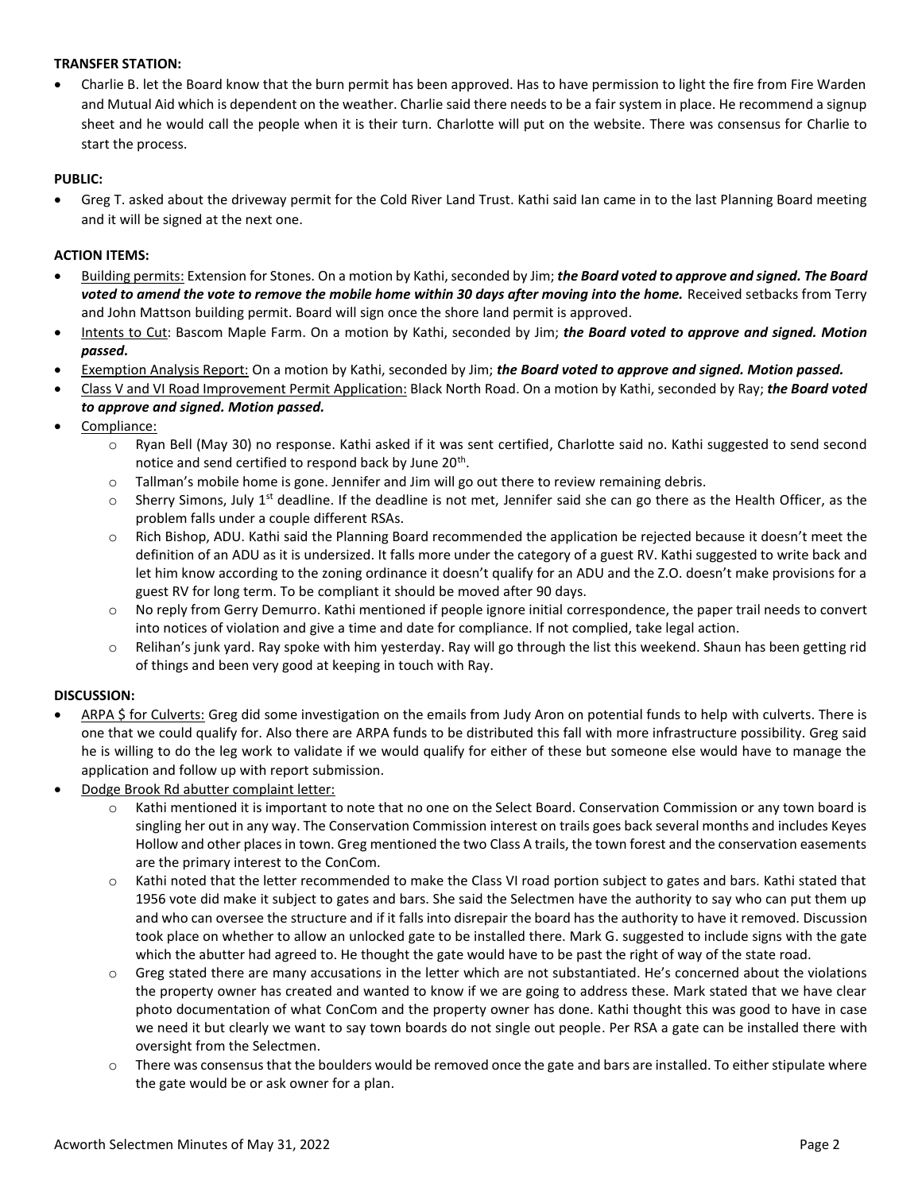**TRANSFER STATION:**

- Charlie B. let the Board know that the burn permit has been approved. Has to have permission to light the fire from Fire Warden and Mutual Aid which is dependent on the weather. Charlie said there needs to be a fair system in place. He recommend a signup sheet and he would call the people when it is their turn. Charlotte will put on the website. There was consensus for Charlie to start the process.

**PUBLIC:**

- Greg T. asked about the driveway permit for the Cold River Land Trust. Kathi said Ian came in to the last Planning Board meeting and it will be signed at the next one.

**ACTION ITEMS:**

- Building permits: Extension for Stones. On a motion by Kathi, seconded by Jim; ***the Board voted to approve and signed. The Board voted to amend the vote to remove the mobile home within 30 days after moving into the home.*** Received setbacks from Terry and John Mattson building permit. Board will sign once the shore land permit is approved.
- Intents to Cut: Bascom Maple Farm. On a motion by Kathi, seconded by Jim; ***the Board voted to approve and signed. Motion passed.***
- Exemption Analysis Report: On a motion by Kathi, seconded by Jim; ***the Board voted to approve and signed. Motion passed.***
- Class V and VI Road Improvement Permit Application: Black North Road. On a motion by Kathi, seconded by Ray; ***the Board voted to approve and signed. Motion passed.***
- Compliance:
  - Ryan Bell (May 30) no response. Kathi asked if it was sent certified, Charlotte said no. Kathi suggested to send second notice and send certified to respond back by June 20th.
  - Tallman's mobile home is gone. Jennifer and Jim will go out there to review remaining debris.
  - Sherry Simons, July 1st deadline. If the deadline is not met, Jennifer said she can go there as the Health Officer, as the problem falls under a couple different RSAs.
  - Rich Bishop, ADU. Kathi said the Planning Board recommended the application be rejected because it doesn't meet the definition of an ADU as it is undersized. It falls more under the category of a guest RV. Kathi suggested to write back and let him know according to the zoning ordinance it doesn't qualify for an ADU and the Z.O. doesn't make provisions for a guest RV for long term. To be compliant it should be moved after 90 days.
  - No reply from Gerry Demurro. Kathi mentioned if people ignore initial correspondence, the paper trail needs to convert into notices of violation and give a time and date for compliance. If not complied, take legal action.
  - Relihan's junk yard. Ray spoke with him yesterday. Ray will go through the list this weekend. Shaun has been getting rid of things and been very good at keeping in touch with Ray.

**DISCUSSION:**

- ARPA $ for Culverts: Greg did some investigation on the emails from Judy Aron on potential funds to help with culverts. There is one that we could qualify for. Also there are ARPA funds to be distributed this fall with more infrastructure possibility. Greg said he is willing to do the leg work to validate if we would qualify for either of these but someone else would have to manage the application and follow up with report submission.
- Dodge Brook Rd abutter complaint letter:
  - Kathi mentioned it is important to note that no one on the Select Board. Conservation Commission or any town board is singling her out in any way. The Conservation Commission interest on trails goes back several months and includes Keyes Hollow and other places in town. Greg mentioned the two Class A trails, the town forest and the conservation easements are the primary interest to the ConCom.
  - Kathi noted that the letter recommended to make the Class VI road portion subject to gates and bars. Kathi stated that 1956 vote did make it subject to gates and bars. She said the Selectmen have the authority to say who can put them up and who can oversee the structure and if it falls into disrepair the board has the authority to have it removed. Discussion took place on whether to allow an unlocked gate to be installed there. Mark G. suggested to include signs with the gate which the abutter had agreed to. He thought the gate would have to be past the right of way of the state road.
  - Greg stated there are many accusations in the letter which are not substantiated. He's concerned about the violations the property owner has created and wanted to know if we are going to address these. Mark stated that we have clear photo documentation of what ConCom and the property owner has done. Kathi thought this was good to have in case we need it but clearly we want to say town boards do not single out people. Per RSA a gate can be installed there with oversight from the Selectmen.
  - There was consensus that the boulders would be removed once the gate and bars are installed. To either stipulate where the gate would be or ask owner for a plan.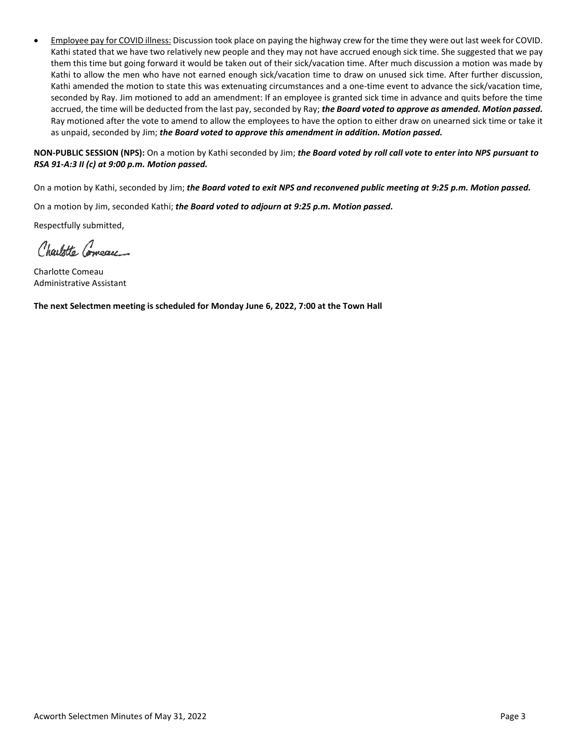- Employee pay for COVID illness: Discussion took place on paying the highway crew for the time they were out last week for COVID. Kathi stated that we have two relatively new people and they may not have accrued enough sick time. She suggested that we pay them this time but going forward it would be taken out of their sick/vacation time. After much discussion a motion was made by Kathi to allow the men who have not earned enough sick/vacation time to draw on unused sick time. After further discussion, Kathi amended the motion to state this was extenuating circumstances and a one-time event to advance the sick/vacation time, seconded by Ray. Jim motioned to add an amendment: If an employee is granted sick time in advance and quits before the time accrued, the time will be deducted from the last pay, seconded by Ray; ***the Board voted to approve as amended. Motion passed.*** Ray motioned after the vote to amend to allow the employees to have the option to either draw on unearned sick time or take it as unpaid, seconded by Jim; ***the Board voted to approve this amendment in addition. Motion passed.***

**NON-PUBLIC SESSION (NPS):** On a motion by Kathi seconded by Jim; ***the Board voted by roll call vote to enter into NPS pursuant to RSA 91-A:3 II (c) at 9:00 p.m. Motion passed.***

On a motion by Kathi, seconded by Jim; ***the Board voted to exit NPS and reconvened public meeting at 9:25 p.m. Motion passed.***

On a motion by Jim, seconded Kathi; ***the Board voted to adjourn at 9:25 p.m. Motion passed.***

Respectfully submitted,

Charlotte Comeau

Charlotte Comeau
Administrative Assistant

**The next Selectmen meeting is scheduled for Monday June 6, 2022, 7:00 at the Town Hall**